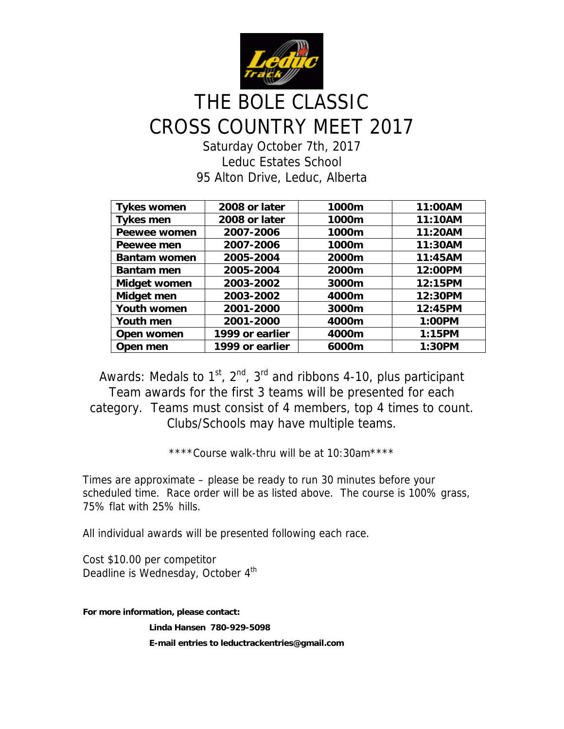# THE BOLE CLASSIC CROSS COUNTRY MEET 2017

Saturday October 7th, 2017
Leduc Estates School
95 Alton Drive, Leduc, Alberta

| | | | |
|---|---|---|---|
| **Tykes women** | **2008 or later** | **1000m** | **11:00AM** |
| **Tykes men** | **2008 or later** | **1000m** | **11:10AM** |
| **Peewee women** | **2007-2006** | **1000m** | **11:20AM** |
| **Peewee men** | **2007-2006** | **1000m** | **11:30AM** |
| **Bantam women** | **2005-2004** | **2000m** | **11:45AM** |
| **Bantam men** | **2005-2004** | **2000m** | **12:00PM** |
| **Midget women** | **2003-2002** | **3000m** | **12:15PM** |
| **Midget men** | **2003-2002** | **4000m** | **12:30PM** |
| **Youth women** | **2001-2000** | **3000m** | **12:45PM** |
| **Youth men** | **2001-2000** | **4000m** | **1:00PM** |
| **Open women** | **1999 or earlier** | **4000m** | **1:15PM** |
| **Open men** | **1999 or earlier** | **6000m** | **1:30PM** |

Awards: Medals to 1st, 2nd, 3rd and ribbons 4-10, plus participant
Team awards for the first 3 teams will be presented for each category. Teams must consist of 4 members, top 4 times to count. Clubs/Schools may have multiple teams.

****Course walk-thru will be at 10:30am****

Times are approximate – please be ready to run 30 minutes before your scheduled time. Race order will be as listed above. The course is 100% grass, 75% flat with 25% hills.

All individual awards will be presented following each race.

Cost $10.00 per competitor
Deadline is Wednesday, October 4th

**For more information, please contact:**

**Linda Hansen 780-929-5098**

**E-mail entries to leductrackentries@gmail.com**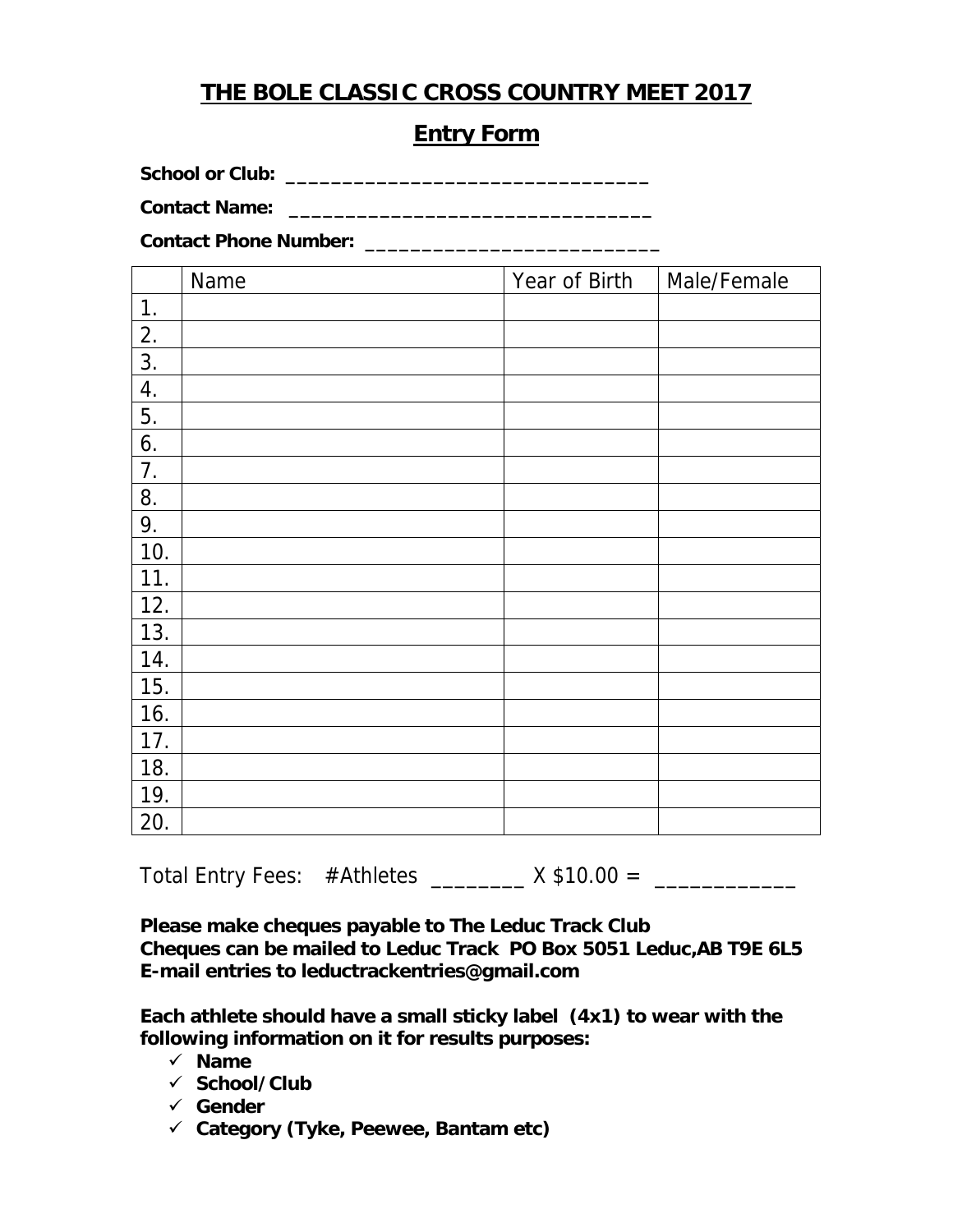# THE BOLE CLASSIC CROSS COUNTRY MEET 2017

## Entry Form

**School or Club: ________________________________**

**Contact Name: ________________________________**

**Contact Phone Number: __________________________**

| | Name | Year of Birth | Male/Female |
|---|---|---|---|
| 1. | | | |
| 2. | | | |
| 3. | | | |
| 4. | | | |
| 5. | | | |
| 6. | | | |
| 7. | | | |
| 8. | | | |
| 9. | | | |
| 10. | | | |
| 11. | | | |
| 12. | | | |
| 13. | | | |
| 14. | | | |
| 15. | | | |
| 16. | | | |
| 17. | | | |
| 18. | | | |
| 19. | | | |
| 20. | | | |

Total Entry Fees: #Athletes ________ X $10.00 = ____________

**Please make cheques payable to The Leduc Track Club**
**Cheques can be mailed to Leduc Track PO Box 5051 Leduc,AB T9E 6L5**
**E-mail entries to leductrackentries@gmail.com**

**Each athlete should have a small sticky label (4x1) to wear with the following information on it for results purposes:**

- ✓ **Name**
- ✓ **School/Club**
- ✓ **Gender**
- ✓ **Category (Tyke, Peewee, Bantam etc)**